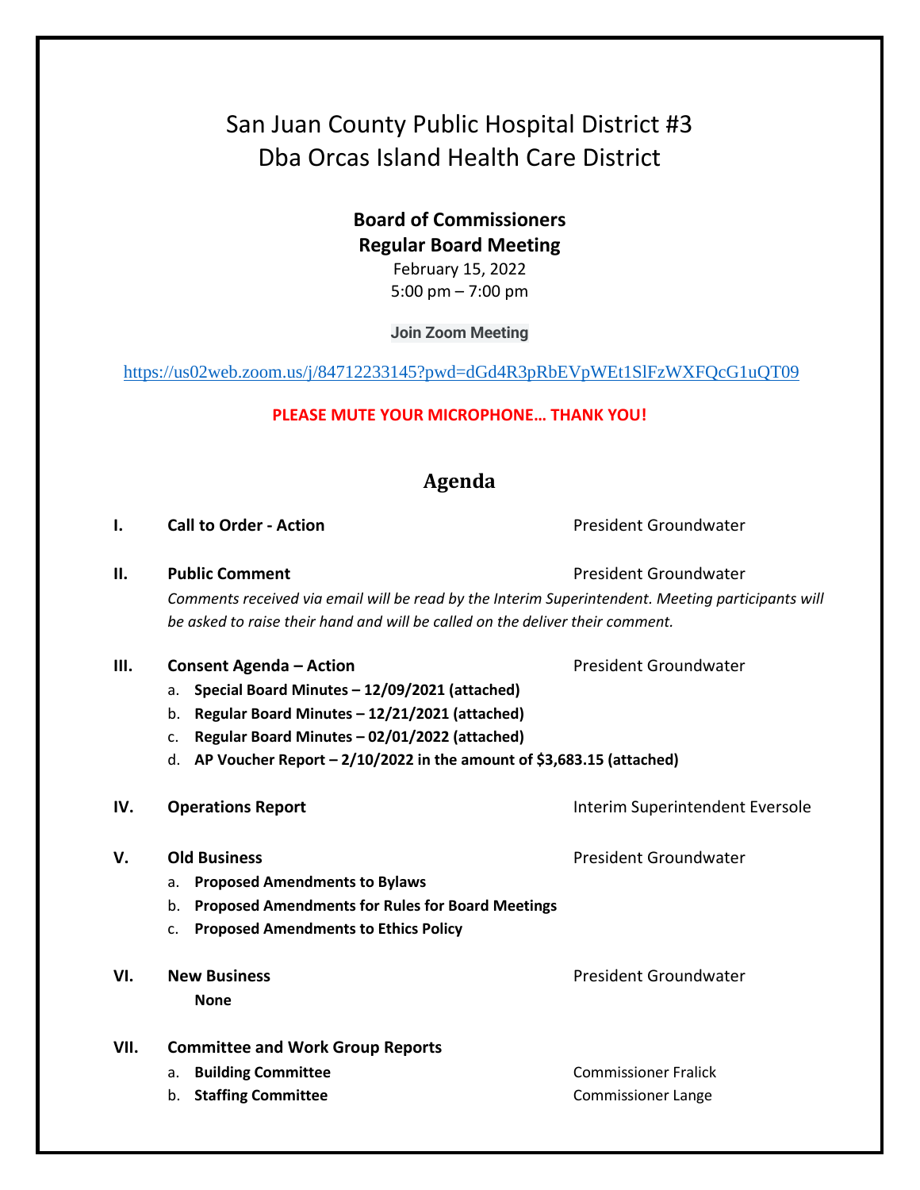# San Juan County Public Hospital District #3
# Dba Orcas Island Health Care District

**Board of Commissioners**
**Regular Board Meeting**
February 15, 2022
5:00 pm – 7:00 pm

**Join Zoom Meeting**

https://us02web.zoom.us/j/84712233145?pwd=dGd4R3pRbEVpWEt1SlFzWXFQcG1uQT09

**PLEASE MUTE YOUR MICROPHONE… THANK YOU!**

## Agenda

**I. Call to Order - Action** — President Groundwater

**II. Public Comment** — President Groundwater

*Comments received via email will be read by the Interim Superintendent. Meeting participants will be asked to raise their hand and will be called on the deliver their comment.*

**III. Consent Agenda – Action** — President Groundwater

a. **Special Board Minutes – 12/09/2021 (attached)**
b. **Regular Board Minutes – 12/21/2021 (attached)**
c. **Regular Board Minutes – 02/01/2022 (attached)**
d. **AP Voucher Report – 2/10/2022 in the amount of $3,683.15 (attached)**

**IV. Operations Report** — Interim Superintendent Eversole

**V. Old Business** — President Groundwater

a. **Proposed Amendments to Bylaws**
b. **Proposed Amendments for Rules for Board Meetings**
c. **Proposed Amendments to Ethics Policy**

**VI. New Business** — President Groundwater

**None**

**VII. Committee and Work Group Reports**

a. **Building Committee** — Commissioner Fralick
b. **Staffing Committee** — Commissioner Lange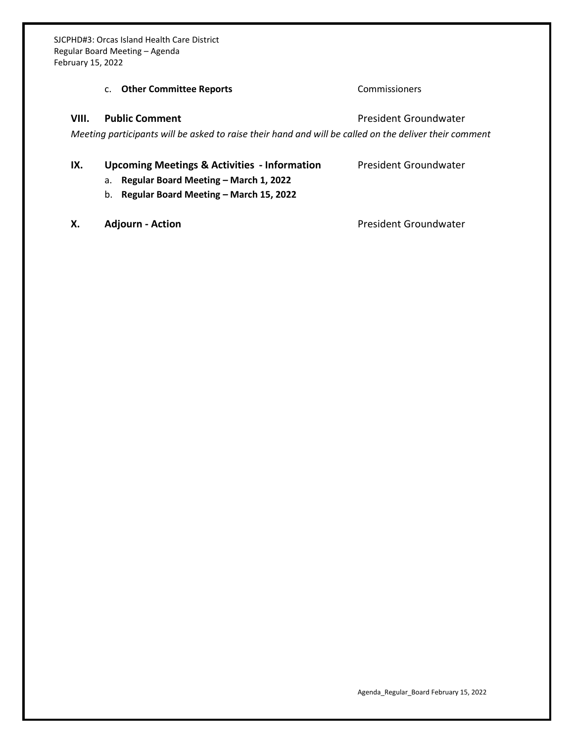c. **Other Committee Reports** — Commissioners

## VIII. Public Comment — President Groundwater

*Meeting participants will be asked to raise their hand and will be called on the deliver their comment*

## IX. Upcoming Meetings & Activities - Information — President Groundwater

a. **Regular Board Meeting – March 1, 2022**
b. **Regular Board Meeting – March 15, 2022**

## X. Adjourn - Action — President Groundwater